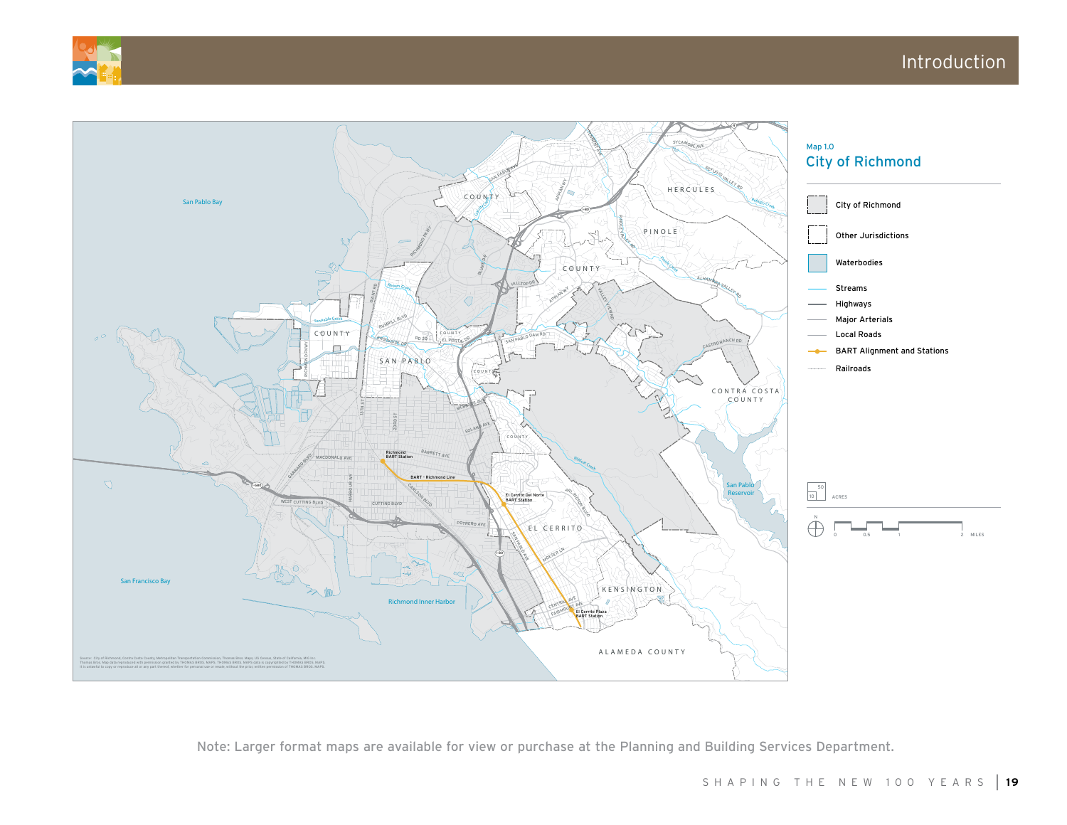Map 1.0

## City of Richmond

- City of Richmond
- Other Jurisdictions
- Waterbodies
- Streams
- Highways
- Major Arterials
- Local Roads
- BART Alignment and Stations
- Railroads

Note: Larger format maps are available for view or purchase at the Planning and Building Services Department.